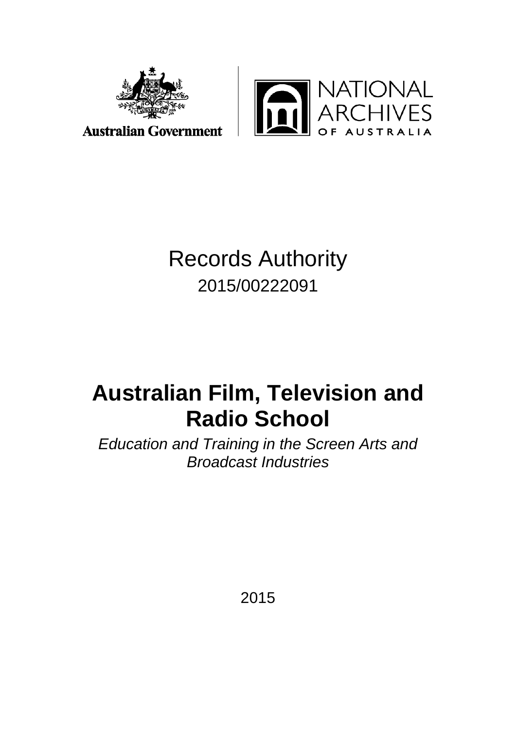Australian Government

NATIONAL ARCHIVES OF AUSTRALIA

Records Authority

2015/00222091

# Australian Film, Television and Radio School

*Education and Training in the Screen Arts and Broadcast Industries*

2015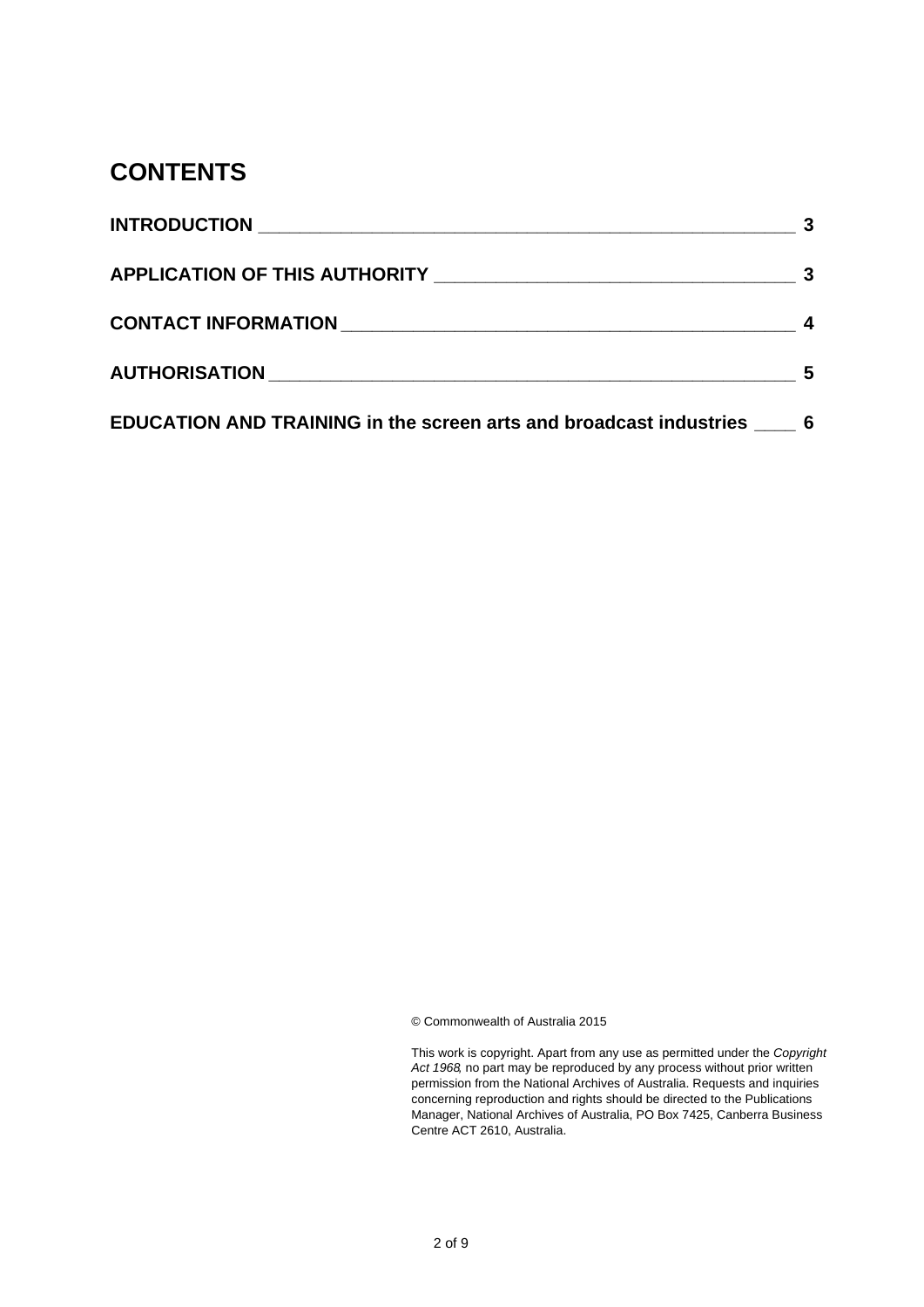# CONTENTS

**INTRODUCTION** ______________________________________________ **3**

**APPLICATION OF THIS AUTHORITY** ______________________________ **3**

**CONTACT INFORMATION** _______________________________________ **4**

**AUTHORISATION** _____________________________________________ **5**

**EDUCATION AND TRAINING in the screen arts and broadcast industries** ____ **6**

© Commonwealth of Australia 2015

This work is copyright. Apart from any use as permitted under the *Copyright Act 1968*, no part may be reproduced by any process without prior written permission from the National Archives of Australia. Requests and inquiries concerning reproduction and rights should be directed to the Publications Manager, National Archives of Australia, PO Box 7425, Canberra Business Centre ACT 2610, Australia.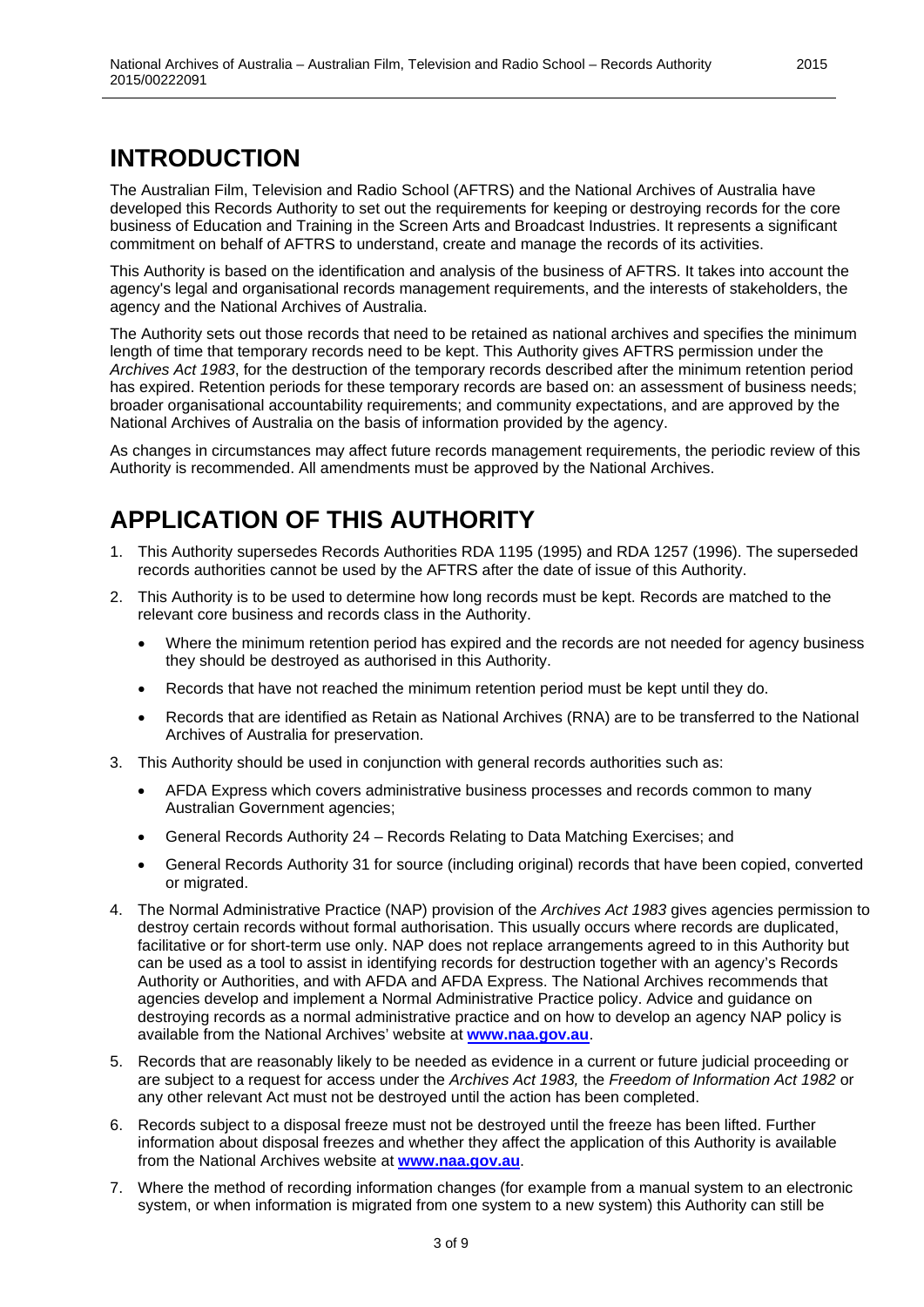# INTRODUCTION

The Australian Film, Television and Radio School (AFTRS) and the National Archives of Australia have developed this Records Authority to set out the requirements for keeping or destroying records for the core business of Education and Training in the Screen Arts and Broadcast Industries. It represents a significant commitment on behalf of AFTRS to understand, create and manage the records of its activities.

This Authority is based on the identification and analysis of the business of AFTRS. It takes into account the agency's legal and organisational records management requirements, and the interests of stakeholders, the agency and the National Archives of Australia.

The Authority sets out those records that need to be retained as national archives and specifies the minimum length of time that temporary records need to be kept. This Authority gives AFTRS permission under the *Archives Act 1983*, for the destruction of the temporary records described after the minimum retention period has expired. Retention periods for these temporary records are based on: an assessment of business needs; broader organisational accountability requirements; and community expectations, and are approved by the National Archives of Australia on the basis of information provided by the agency.

As changes in circumstances may affect future records management requirements, the periodic review of this Authority is recommended. All amendments must be approved by the National Archives.

# APPLICATION OF THIS AUTHORITY

1. This Authority supersedes Records Authorities RDA 1195 (1995) and RDA 1257 (1996). The superseded records authorities cannot be used by the AFTRS after the date of issue of this Authority.
2. This Authority is to be used to determine how long records must be kept. Records are matched to the relevant core business and records class in the Authority.
   - Where the minimum retention period has expired and the records are not needed for agency business they should be destroyed as authorised in this Authority.
   - Records that have not reached the minimum retention period must be kept until they do.
   - Records that are identified as Retain as National Archives (RNA) are to be transferred to the National Archives of Australia for preservation.
3. This Authority should be used in conjunction with general records authorities such as:
   - AFDA Express which covers administrative business processes and records common to many Australian Government agencies;
   - General Records Authority 24 – Records Relating to Data Matching Exercises; and
   - General Records Authority 31 for source (including original) records that have been copied, converted or migrated.
4. The Normal Administrative Practice (NAP) provision of the *Archives Act 1983* gives agencies permission to destroy certain records without formal authorisation. This usually occurs where records are duplicated, facilitative or for short-term use only. NAP does not replace arrangements agreed to in this Authority but can be used as a tool to assist in identifying records for destruction together with an agency's Records Authority or Authorities, and with AFDA and AFDA Express. The National Archives recommends that agencies develop and implement a Normal Administrative Practice policy. Advice and guidance on destroying records as a normal administrative practice and on how to develop an agency NAP policy is available from the National Archives' website at **[www.naa.gov.au](http://www.naa.gov.au)**.
5. Records that are reasonably likely to be needed as evidence in a current or future judicial proceeding or are subject to a request for access under the *Archives Act 1983,* the *Freedom of Information Act 1982* or any other relevant Act must not be destroyed until the action has been completed.
6. Records subject to a disposal freeze must not be destroyed until the freeze has been lifted. Further information about disposal freezes and whether they affect the application of this Authority is available from the National Archives website at **[www.naa.gov.au](http://www.naa.gov.au)**.
7. Where the method of recording information changes (for example from a manual system to an electronic system, or when information is migrated from one system to a new system) this Authority can still be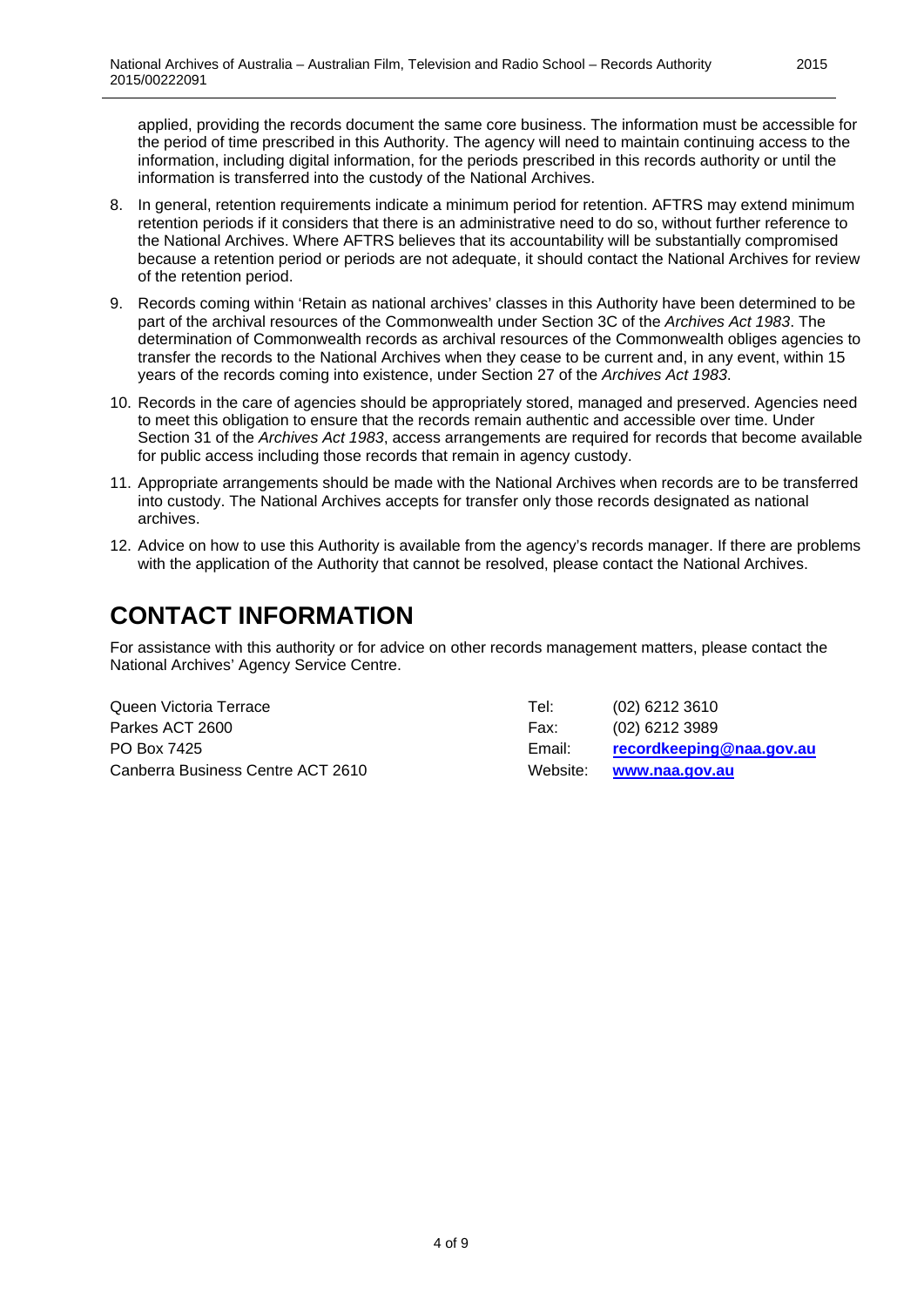applied, providing the records document the same core business. The information must be accessible for the period of time prescribed in this Authority. The agency will need to maintain continuing access to the information, including digital information, for the periods prescribed in this records authority or until the information is transferred into the custody of the National Archives.

8. In general, retention requirements indicate a minimum period for retention. AFTRS may extend minimum retention periods if it considers that there is an administrative need to do so, without further reference to the National Archives. Where AFTRS believes that its accountability will be substantially compromised because a retention period or periods are not adequate, it should contact the National Archives for review of the retention period.
9. Records coming within 'Retain as national archives' classes in this Authority have been determined to be part of the archival resources of the Commonwealth under Section 3C of the *Archives Act 1983*. The determination of Commonwealth records as archival resources of the Commonwealth obliges agencies to transfer the records to the National Archives when they cease to be current and, in any event, within 15 years of the records coming into existence, under Section 27 of the *Archives Act 1983*.
10. Records in the care of agencies should be appropriately stored, managed and preserved. Agencies need to meet this obligation to ensure that the records remain authentic and accessible over time. Under Section 31 of the *Archives Act 1983*, access arrangements are required for records that become available for public access including those records that remain in agency custody.
11. Appropriate arrangements should be made with the National Archives when records are to be transferred into custody. The National Archives accepts for transfer only those records designated as national archives.
12. Advice on how to use this Authority is available from the agency's records manager. If there are problems with the application of the Authority that cannot be resolved, please contact the National Archives.

# CONTACT INFORMATION

For assistance with this authority or for advice on other records management matters, please contact the National Archives' Agency Service Centre.

| | | |
|---|---|---|
| Queen Victoria Terrace | Tel: | (02) 6212 3610 |
| Parkes ACT 2600 | Fax: | (02) 6212 3989 |
| PO Box 7425 | Email: | **recordkeeping@naa.gov.au** |
| Canberra Business Centre ACT 2610 | Website: | **www.naa.gov.au** |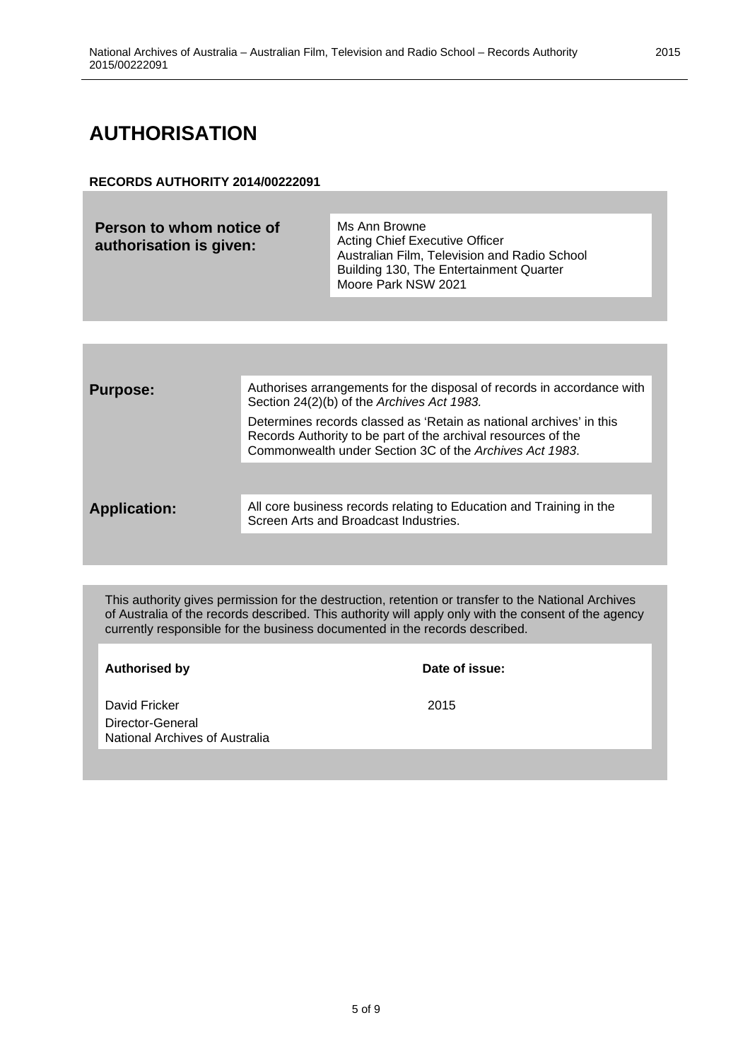# AUTHORISATION

**RECORDS AUTHORITY 2014/00222091**

| **Person to whom notice of authorisation is given:** | Ms Ann Browne<br>Acting Chief Executive Officer<br>Australian Film, Television and Radio School<br>Building 130, The Entertainment Quarter<br>Moore Park NSW 2021 |
|---|---|

| | |
|---|---|
| **Purpose:** | Authorises arrangements for the disposal of records in accordance with Section 24(2)(b) of the *Archives Act 1983.*<br><br>Determines records classed as 'Retain as national archives' in this Records Authority to be part of the archival resources of the Commonwealth under Section 3C of the *Archives Act 1983*. |
| **Application:** | All core business records relating to Education and Training in the Screen Arts and Broadcast Industries. |

This authority gives permission for the destruction, retention or transfer to the National Archives of Australia of the records described. This authority will apply only with the consent of the agency currently responsible for the business documented in the records described.

| **Authorised by** | **Date of issue:** |
|---|---|
| David Fricker<br>Director-General<br>National Archives of Australia | 2015 |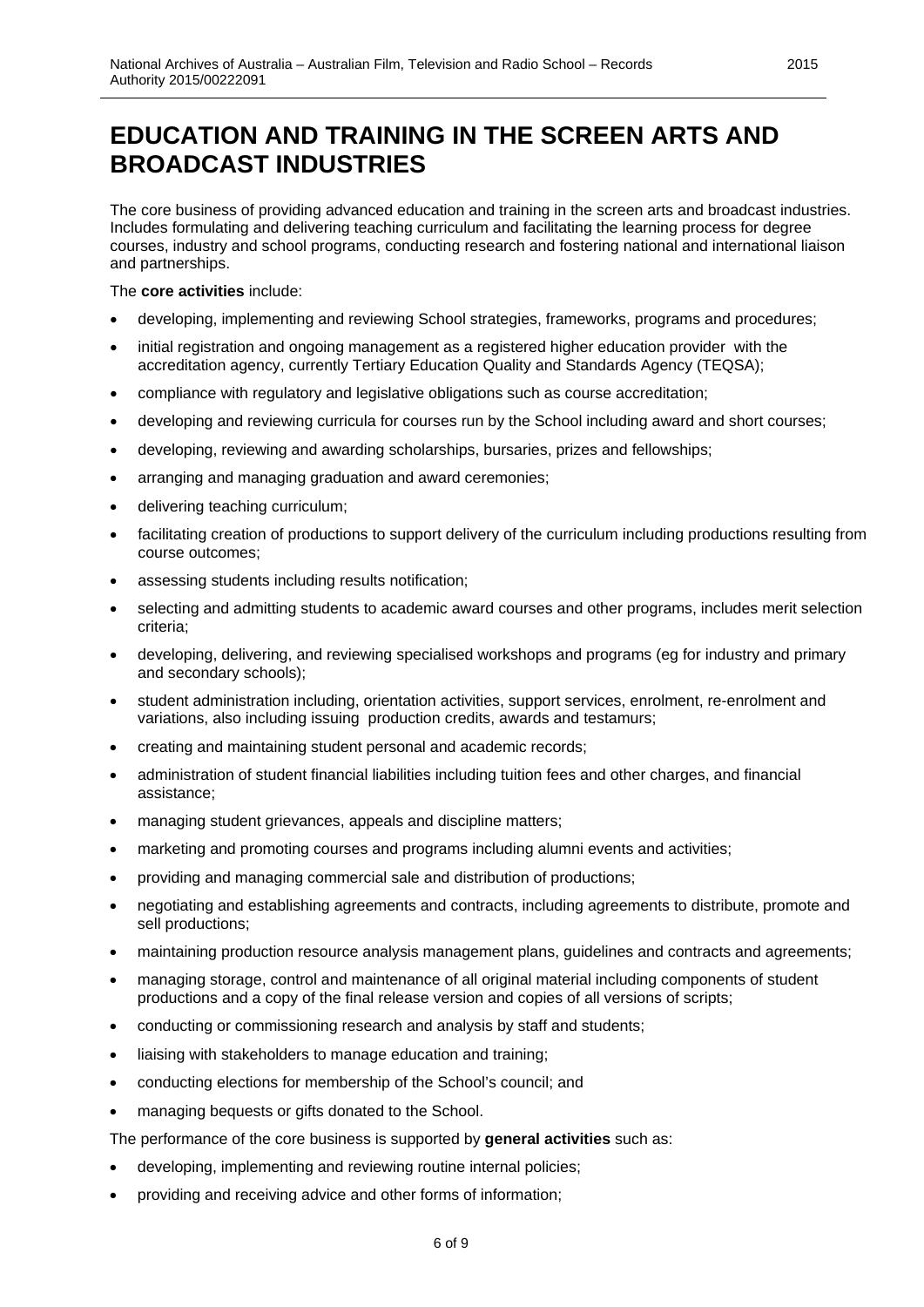# EDUCATION AND TRAINING IN THE SCREEN ARTS AND BROADCAST INDUSTRIES

The core business of providing advanced education and training in the screen arts and broadcast industries. Includes formulating and delivering teaching curriculum and facilitating the learning process for degree courses, industry and school programs, conducting research and fostering national and international liaison and partnerships.

The **core activities** include:

- developing, implementing and reviewing School strategies, frameworks, programs and procedures;
- initial registration and ongoing management as a registered higher education provider with the accreditation agency, currently Tertiary Education Quality and Standards Agency (TEQSA);
- compliance with regulatory and legislative obligations such as course accreditation;
- developing and reviewing curricula for courses run by the School including award and short courses;
- developing, reviewing and awarding scholarships, bursaries, prizes and fellowships;
- arranging and managing graduation and award ceremonies;
- delivering teaching curriculum;
- facilitating creation of productions to support delivery of the curriculum including productions resulting from course outcomes;
- assessing students including results notification;
- selecting and admitting students to academic award courses and other programs, includes merit selection criteria;
- developing, delivering, and reviewing specialised workshops and programs (eg for industry and primary and secondary schools);
- student administration including, orientation activities, support services, enrolment, re-enrolment and variations, also including issuing production credits, awards and testamurs;
- creating and maintaining student personal and academic records;
- administration of student financial liabilities including tuition fees and other charges, and financial assistance;
- managing student grievances, appeals and discipline matters;
- marketing and promoting courses and programs including alumni events and activities;
- providing and managing commercial sale and distribution of productions;
- negotiating and establishing agreements and contracts, including agreements to distribute, promote and sell productions;
- maintaining production resource analysis management plans, guidelines and contracts and agreements;
- managing storage, control and maintenance of all original material including components of student productions and a copy of the final release version and copies of all versions of scripts;
- conducting or commissioning research and analysis by staff and students;
- liaising with stakeholders to manage education and training;
- conducting elections for membership of the School's council; and
- managing bequests or gifts donated to the School.

The performance of the core business is supported by **general activities** such as:

- developing, implementing and reviewing routine internal policies;
- providing and receiving advice and other forms of information;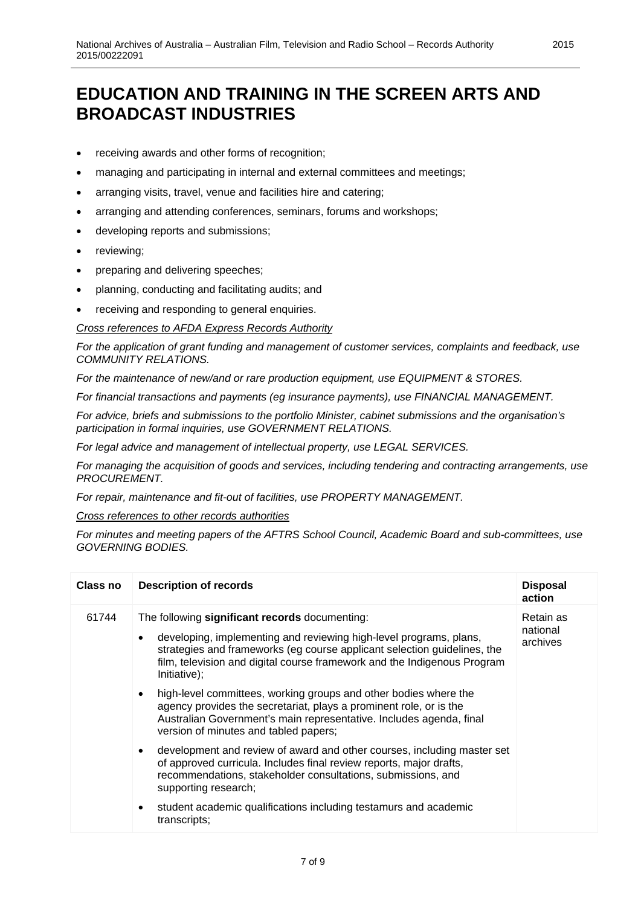# EDUCATION AND TRAINING IN THE SCREEN ARTS AND BROADCAST INDUSTRIES

- receiving awards and other forms of recognition;
- managing and participating in internal and external committees and meetings;
- arranging visits, travel, venue and facilities hire and catering;
- arranging and attending conferences, seminars, forums and workshops;
- developing reports and submissions;
- reviewing;
- preparing and delivering speeches;
- planning, conducting and facilitating audits; and
- receiving and responding to general enquiries.

*Cross references to AFDA Express Records Authority*

*For the application of grant funding and management of customer services, complaints and feedback, use COMMUNITY RELATIONS.*

*For the maintenance of new/and or rare production equipment, use EQUIPMENT & STORES.*

*For financial transactions and payments (eg insurance payments), use FINANCIAL MANAGEMENT.*

*For advice, briefs and submissions to the portfolio Minister, cabinet submissions and the organisation's participation in formal inquiries, use GOVERNMENT RELATIONS.*

*For legal advice and management of intellectual property, use LEGAL SERVICES.*

*For managing the acquisition of goods and services, including tendering and contracting arrangements, use PROCUREMENT.*

*For repair, maintenance and fit-out of facilities, use PROPERTY MANAGEMENT.*

*Cross references to other records authorities*

*For minutes and meeting papers of the AFTRS School Council, Academic Board and sub-committees, use GOVERNING BODIES.*

| Class no | Description of records | Disposal action |
| --- | --- | --- |
| 61744 | The following **significant records** documenting:<br>• developing, implementing and reviewing high-level programs, plans, strategies and frameworks (eg course applicant selection guidelines, the film, television and digital course framework and the Indigenous Program Initiative);<br>• high-level committees, working groups and other bodies where the agency provides the secretariat, plays a prominent role, or is the Australian Government's main representative. Includes agenda, final version of minutes and tabled papers;<br>• development and review of award and other courses, including master set of approved curricula. Includes final review reports, major drafts, recommendations, stakeholder consultations, submissions, and supporting research;<br>• student academic qualifications including testamurs and academic transcripts; | Retain as national archives |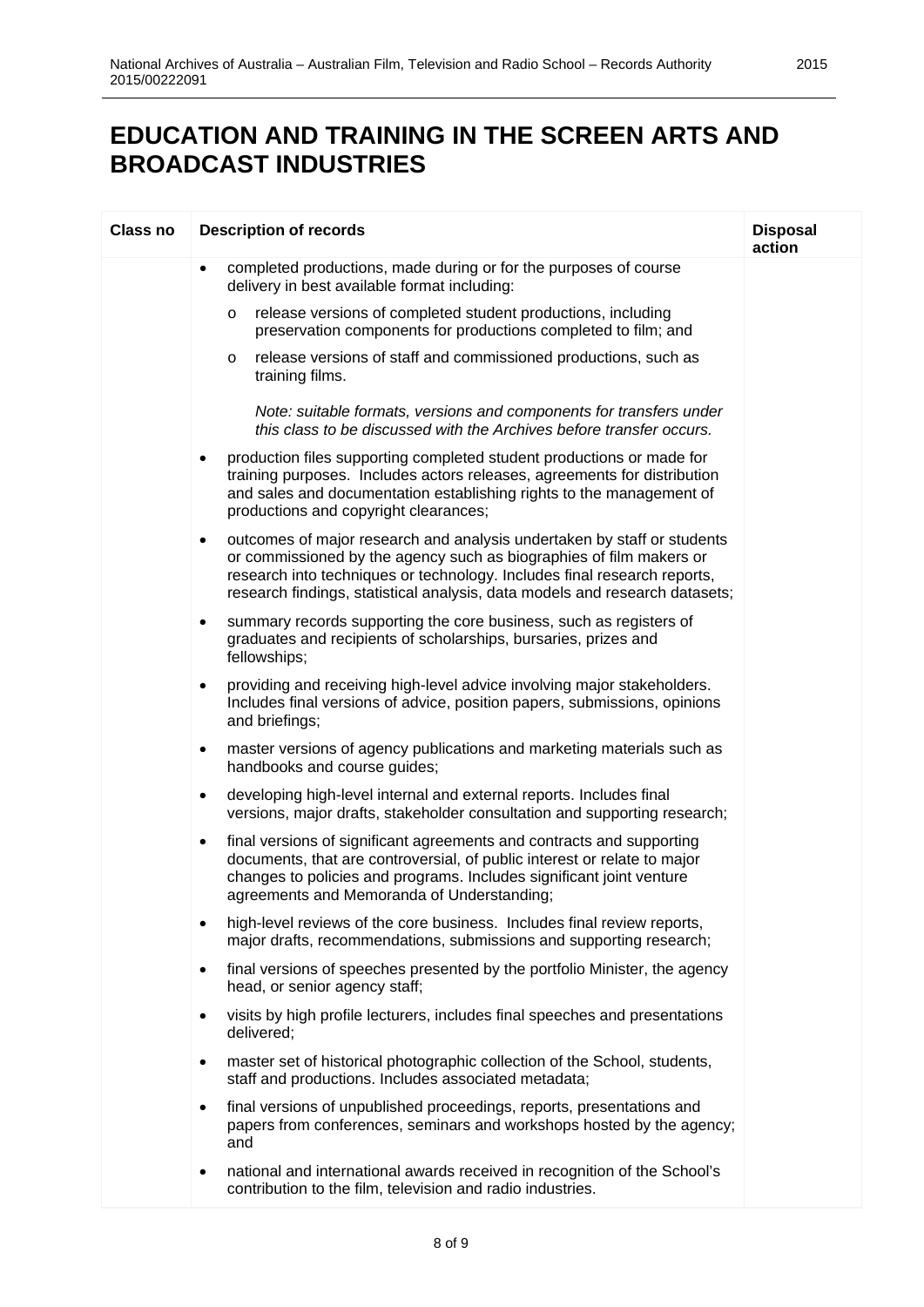# EDUCATION AND TRAINING IN THE SCREEN ARTS AND BROADCAST INDUSTRIES

| Class no | Description of records | Disposal action |
|---|---|---|
| | • completed productions, made during or for the purposes of course delivery in best available format including:<br>o release versions of completed student productions, including preservation components for productions completed to film; and<br>o release versions of staff and commissioned productions, such as training films.<br>*Note: suitable formats, versions and components for transfers under this class to be discussed with the Archives before transfer occurs.*<br>• production files supporting completed student productions or made for training purposes. Includes actors releases, agreements for distribution and sales and documentation establishing rights to the management of productions and copyright clearances;<br>• outcomes of major research and analysis undertaken by staff or students or commissioned by the agency such as biographies of film makers or research into techniques or technology. Includes final research reports, research findings, statistical analysis, data models and research datasets;<br>• summary records supporting the core business, such as registers of graduates and recipients of scholarships, bursaries, prizes and fellowships;<br>• providing and receiving high-level advice involving major stakeholders. Includes final versions of advice, position papers, submissions, opinions and briefings;<br>• master versions of agency publications and marketing materials such as handbooks and course guides;<br>• developing high-level internal and external reports. Includes final versions, major drafts, stakeholder consultation and supporting research;<br>• final versions of significant agreements and contracts and supporting documents, that are controversial, of public interest or relate to major changes to policies and programs. Includes significant joint venture agreements and Memoranda of Understanding;<br>• high-level reviews of the core business. Includes final review reports, major drafts, recommendations, submissions and supporting research;<br>• final versions of speeches presented by the portfolio Minister, the agency head, or senior agency staff;<br>• visits by high profile lecturers, includes final speeches and presentations delivered;<br>• master set of historical photographic collection of the School, students, staff and productions. Includes associated metadata;<br>• final versions of unpublished proceedings, reports, presentations and papers from conferences, seminars and workshops hosted by the agency; and<br>• national and international awards received in recognition of the School's contribution to the film, television and radio industries. | |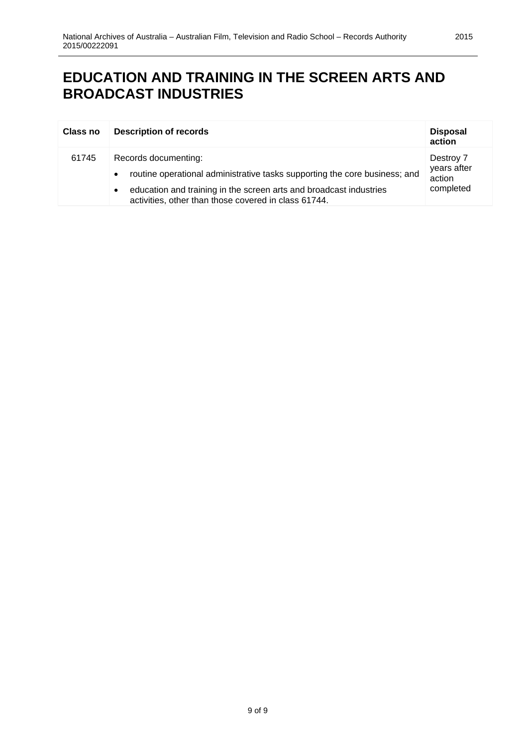# EDUCATION AND TRAINING IN THE SCREEN ARTS AND BROADCAST INDUSTRIES

| Class no | Description of records | Disposal action |
| --- | --- | --- |
| 61745 | Records documenting:<br>• routine operational administrative tasks supporting the core business; and<br>• education and training in the screen arts and broadcast industries activities, other than those covered in class 61744. | Destroy 7 years after action completed |